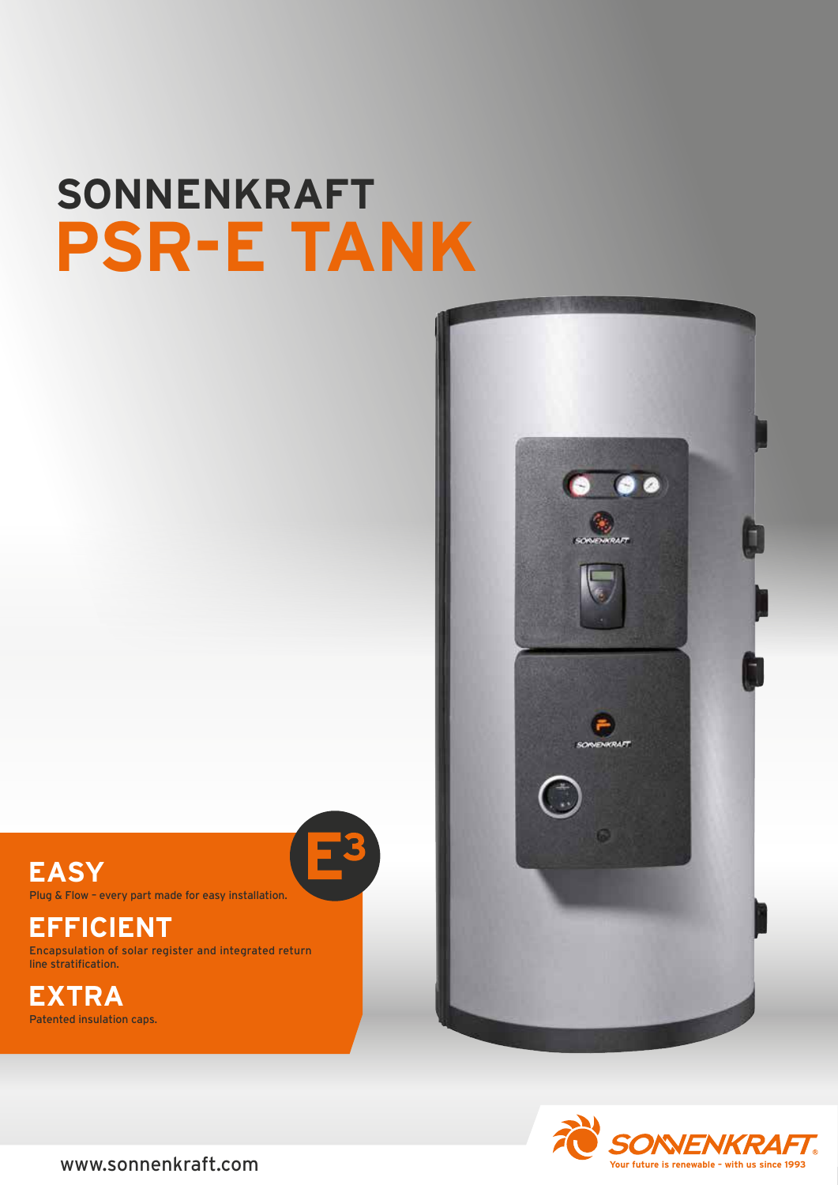# SONNENKRAFT PSR-E TANK

## EASY

Plug & Flow – every part made for easy installation.

## EFFICIENT

Encapsulation of solar register and integrated return line stratification.

## EXTRA

Patented insulation caps.

www.sonnenkraft.com

SONNENKRAFT

Your future is renewable – with us since 1993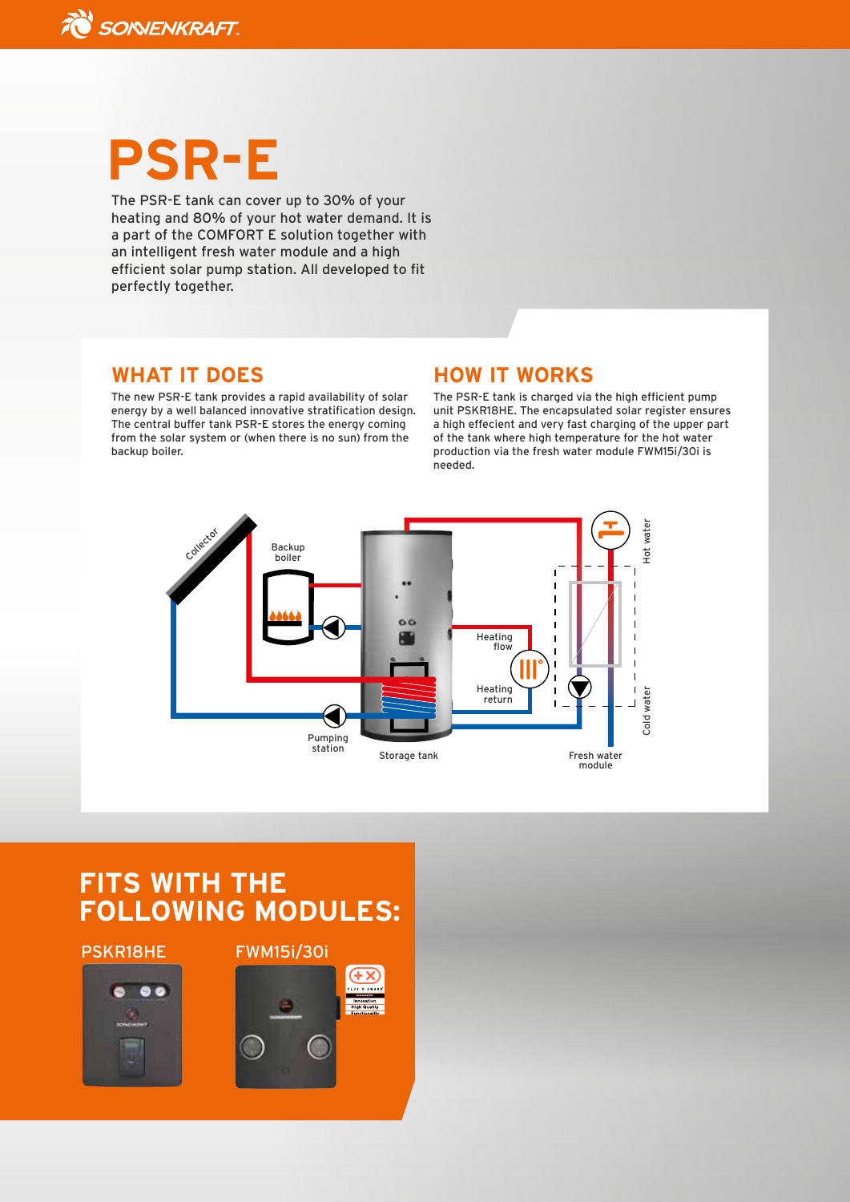# PSR-E

The PSR-E tank can cover up to 30% of your heating and 80% of your hot water demand. It is a part of the COMFORT E solution together with an intelligent fresh water module and a high efficient solar pump station. All developed to fit perfectly together.

## WHAT IT DOES

The new PSR-E tank provides a rapid availability of solar energy by a well balanced innovative stratification design. The central buffer tank PSR-E stores the energy coming from the solar system or (when there is no sun) from the backup boiler.

## HOW IT WORKS

The PSR-E tank is charged via the high efficient pump unit PSKR18HE. The encapsulated solar register ensures a high effecient and very fast charging of the upper part of the tank where high temperature for the hot water production via the fresh water module FWM15i/30i is needed.

Collector
Backup boiler
Heating flow
Heating return
Hot water
Cold water
Pumping station
Storage tank
Fresh water module

## FITS WITH THE FOLLOWING MODULES:

PSKR18HE

FWM15i/30i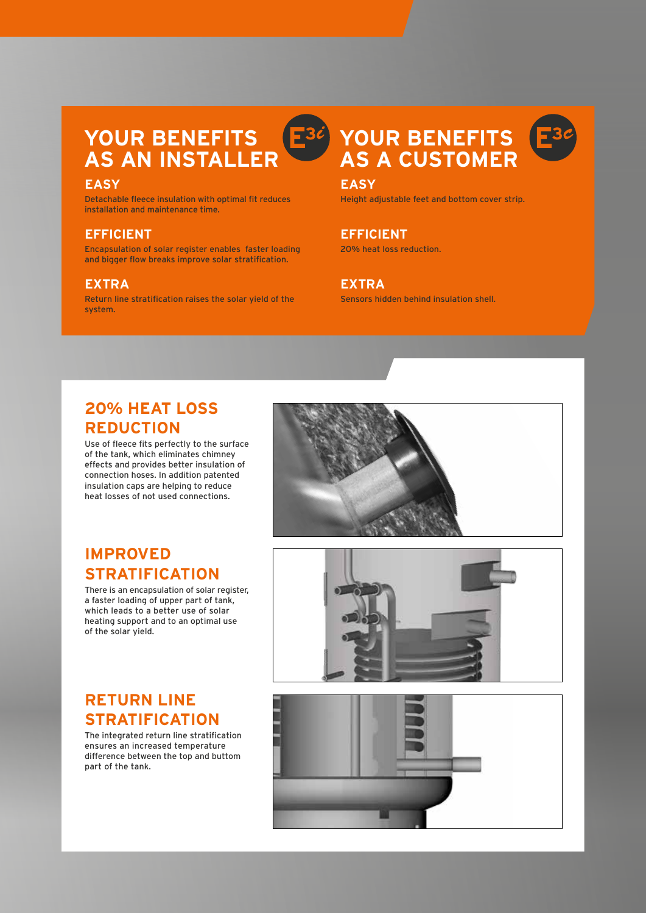## YOUR BENEFITS AS AN INSTALLER

E3i

### EASY

Detachable fleece insulation with optimal fit reduces installation and maintenance time.

### EFFICIENT

Encapsulation of solar register enables faster loading and bigger flow breaks improve solar stratification.

### EXTRA

Return line stratification raises the solar yield of the system.

## YOUR BENEFITS AS A CUSTOMER

E3c

### EASY

Height adjustable feet and bottom cover strip.

### EFFICIENT

20% heat loss reduction.

### EXTRA

Sensors hidden behind insulation shell.

## 20% HEAT LOSS REDUCTION

Use of fleece fits perfectly to the surface of the tank, which eliminates chimney effects and provides better insulation of connection hoses. In addition patented insulation caps are helping to reduce heat losses of not used connections.

## IMPROVED STRATIFICATION

There is an encapsulation of solar register, a faster loading of upper part of tank, which leads to a better use of solar heating support and to an optimal use of the solar yield.

## RETURN LINE STRATIFICATION

The integrated return line stratification ensures an increased temperature difference between the top and buttom part of the tank.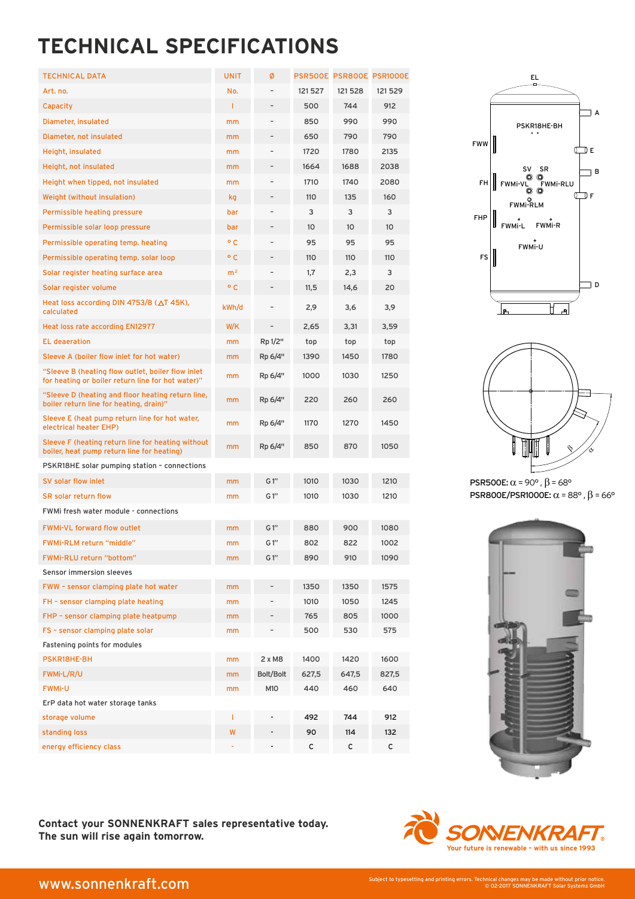# TECHNICAL SPECIFICATIONS

| TECHNICAL DATA | UNIT | Ø | PSR500E | PSR800E | PSR1000E |
|---|---|---|---|---|---|
| Art. no. | No. | – | 121 527 | 121 528 | 121 529 |
| Capacity | l | – | 500 | 744 | 912 |
| Diameter, insulated | mm | – | 850 | 990 | 990 |
| Diameter, not insulated | mm | – | 650 | 790 | 790 |
| Height, insulated | mm | – | 1720 | 1780 | 2135 |
| Height, not insulated | mm | – | 1664 | 1688 | 2038 |
| Height when tipped, not insulated | mm | – | 1710 | 1740 | 2080 |
| Weight (without insulation) | kg | – | 110 | 135 | 160 |
| Permissible heating pressure | bar | – | 3 | 3 | 3 |
| Permissible solar loop pressure | bar | – | 10 | 10 | 10 |
| Permissible operating temp. heating | ° C | – | 95 | 95 | 95 |
| Permissible operating temp. solar loop | ° C | – | 110 | 110 | 110 |
| Solar register heating surface area | m² | – | 1,7 | 2,3 | 3 |
| Solar register volume | ° C | – | 11,5 | 14,6 | 20 |
| Heat loss according DIN 4753/8 (△T 45K), calculated | kWh/d | – | 2,9 | 3,6 | 3,9 |
| Heat loss rate according EN12977 | W/K | – | 2,65 | 3,31 | 3,59 |
| EL deaeration | mm | Rp 1/2" | top | top | top |
| Sleeve A (boiler flow inlet for hot water) | mm | Rp 6/4" | 1390 | 1450 | 1780 |
| "Sleeve B (heating flow outlet, boiler flow inlet for heating or boiler return line for hot water)" | mm | Rp 6/4" | 1000 | 1030 | 1250 |
| "Sleeve D (heating and floor heating return line, boiler return line for heating, drain)" | mm | Rp 6/4" | 220 | 260 | 260 |
| Sleeve E (heat pump return line for hot water, electrical heater EHP) | mm | Rp 6/4" | 1170 | 1270 | 1450 |
| Sleeve F (heating return line for heating without boiler, heat pump return line for heating) | mm | Rp 6/4" | 850 | 870 | 1050 |
| PSKR18HE solar pumping station – connections | | | | | |
| SV solar flow inlet | mm | G 1" | 1010 | 1030 | 1210 |
| SR solar return flow | mm | G 1" | 1010 | 1030 | 1210 |
| FWMi fresh water module - connections | | | | | |
| FWMi-VL forward flow outlet | mm | G 1" | 880 | 900 | 1080 |
| FWMi-RLM return "middle" | mm | G 1" | 802 | 822 | 1002 |
| FWMi-RLU return "bottom" | mm | G 1" | 890 | 910 | 1090 |
| Sensor immersion sleeves | | | | | |
| FWW – sensor clamping plate hot water | mm | – | 1350 | 1350 | 1575 |
| FH – sensor clamping plate heating | mm | – | 1010 | 1050 | 1245 |
| FHP – sensor clamping plate heatpump | mm | – | 765 | 805 | 1000 |
| FS – sensor clamping plate solar | mm | – | 500 | 530 | 575 |
| Fastening points for modules | | | | | |
| PSKR18HE-BH | mm | 2 x M8 | 1400 | 1420 | 1600 |
| FWMi-L/R/U | mm | Bolt/Bolt | 627,5 | 647,5 | 827,5 |
| FWMi-U | mm | M10 | 440 | 460 | 640 |
| ErP data hot water storage tanks | | | | | |
| storage volume | l | - | 492 | 744 | 912 |
| standing loss | W | - | 90 | 114 | 132 |
| energy efficiency class | - | - | C | C | C |

EL
A
PSKR18HE-BH
FWW
E
SV SR
B
FH FWMi-VL FWMi-RLU
F
FWMi-RLM
FHP FWMi-L FWMi-R
FWMi-U
FS
D

**PSR500E:** $\alpha = 90°$, $\beta = 68°$
**PSR800E/PSR1000E:** $\alpha = 88°$, $\beta = 66°$

**Contact your SONNENKRAFT sales representative today.**
**The sun will rise again tomorrow.**

SONNENKRAFT
Your future is renewable – with us since 1993

www.sonnenkraft.com

Subject to typesetting and printing errors. Technical changes may be made without prior notice.
© 02-2017 SONNENKRAFT Solar Systems GmbH